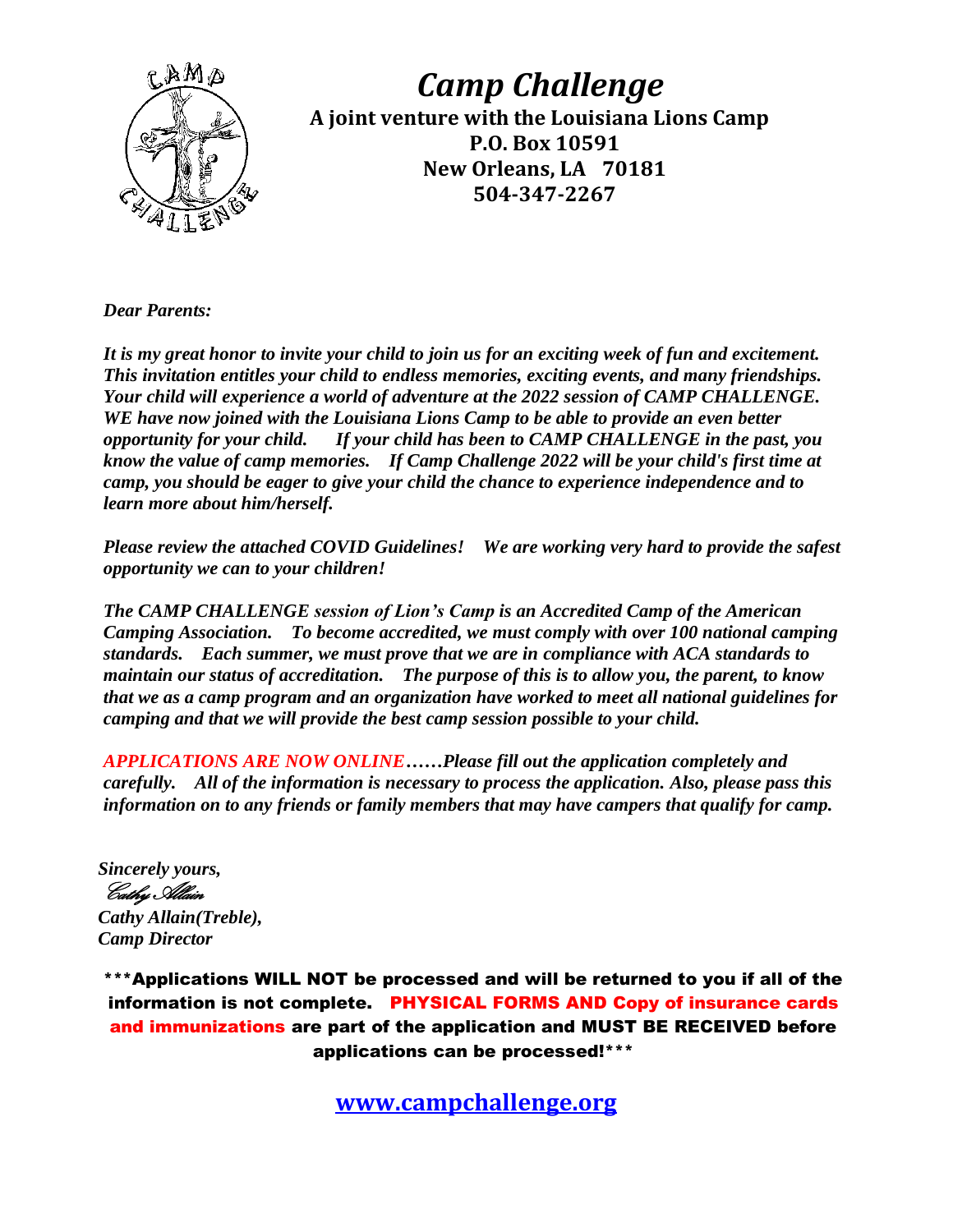# *Camp Challenge*

**A joint venture with the Louisiana Lions Camp**
**P.O. Box 10591**
**New Orleans, LA 70181**
**504-347-2267**

***Dear Parents:***

***It is my great honor to invite your child to join us for an exciting week of fun and excitement. This invitation entitles your child to endless memories, exciting events, and many friendships. Your child will experience a world of adventure at the 2022 session of CAMP CHALLENGE. WE have now joined with the Louisiana Lions Camp to be able to provide an even better opportunity for your child. If your child has been to CAMP CHALLENGE in the past, you know the value of camp memories. If Camp Challenge 2022 will be your child's first time at camp, you should be eager to give your child the chance to experience independence and to learn more about him/herself.***

***Please review the attached COVID Guidelines! We are working very hard to provide the safest opportunity we can to your children!***

***The CAMP CHALLENGE session of Lion's Camp is an Accredited Camp of the American Camping Association. To become accredited, we must comply with over 100 national camping standards. Each summer, we must prove that we are in compliance with ACA standards to maintain our status of accreditation. The purpose of this is to allow you, the parent, to know that we as a camp program and an organization have worked to meet all national guidelines for camping and that we will provide the best camp session possible to your child.***

***APPLICATIONS ARE NOW ONLINE……Please fill out the application completely and carefully. All of the information is necessary to process the application. Also, please pass this information on to any friends or family members that may have campers that qualify for camp.***

***Sincerely yours,***
*Cathy Allain*
***Cathy Allain(Treble),***
***Camp Director***

**\*\*\*Applications WILL NOT be processed and will be returned to you if all of the information is not complete. PHYSICAL FORMS AND Copy of insurance cards and immunizations are part of the application and MUST BE RECEIVED before applications can be processed!\*\*\***

**www.campchallenge.org**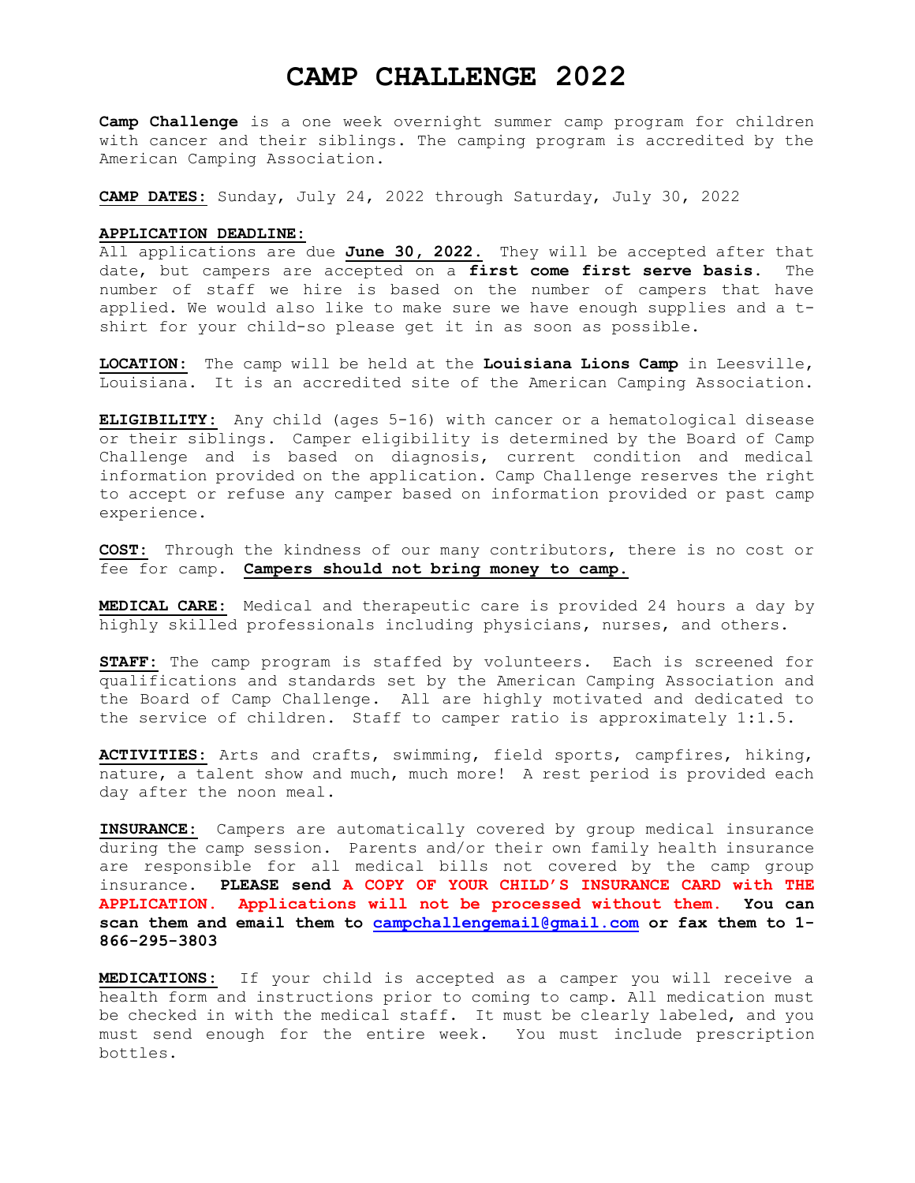# CAMP CHALLENGE 2022

**Camp Challenge** is a one week overnight summer camp program for children with cancer and their siblings. The camping program is accredited by the American Camping Association.

**CAMP DATES:** Sunday, July 24, 2022 through Saturday, July 30, 2022

**APPLICATION DEADLINE:**
All applications are due **June 30, 2022.** They will be accepted after that date, but campers are accepted on a **first come first serve basis**. The number of staff we hire is based on the number of campers that have applied. We would also like to make sure we have enough supplies and a t-shirt for your child-so please get it in as soon as possible.

**LOCATION:** The camp will be held at the **Louisiana Lions Camp** in Leesville, Louisiana. It is an accredited site of the American Camping Association.

**ELIGIBILITY:** Any child (ages 5-16) with cancer or a hematological disease or their siblings. Camper eligibility is determined by the Board of Camp Challenge and is based on diagnosis, current condition and medical information provided on the application. Camp Challenge reserves the right to accept or refuse any camper based on information provided or past camp experience.

**COST:** Through the kindness of our many contributors, there is no cost or fee for camp. **Campers should not bring money to camp.**

**MEDICAL CARE:** Medical and therapeutic care is provided 24 hours a day by highly skilled professionals including physicians, nurses, and others.

**STAFF:** The camp program is staffed by volunteers. Each is screened for qualifications and standards set by the American Camping Association and the Board of Camp Challenge. All are highly motivated and dedicated to the service of children. Staff to camper ratio is approximately 1:1.5.

**ACTIVITIES:** Arts and crafts, swimming, field sports, campfires, hiking, nature, a talent show and much, much more! A rest period is provided each day after the noon meal.

**INSURANCE:** Campers are automatically covered by group medical insurance during the camp session. Parents and/or their own family health insurance are responsible for all medical bills not covered by the camp group insurance. **PLEASE send A COPY OF YOUR CHILD'S INSURANCE CARD with THE APPLICATION. Applications will not be processed without them. You can scan them and email them to campchallengemail@gmail.com or fax them to 1-866-295-3803**

**MEDICATIONS:** If your child is accepted as a camper you will receive a health form and instructions prior to coming to camp. All medication must be checked in with the medical staff. It must be clearly labeled, and you must send enough for the entire week. You must include prescription bottles.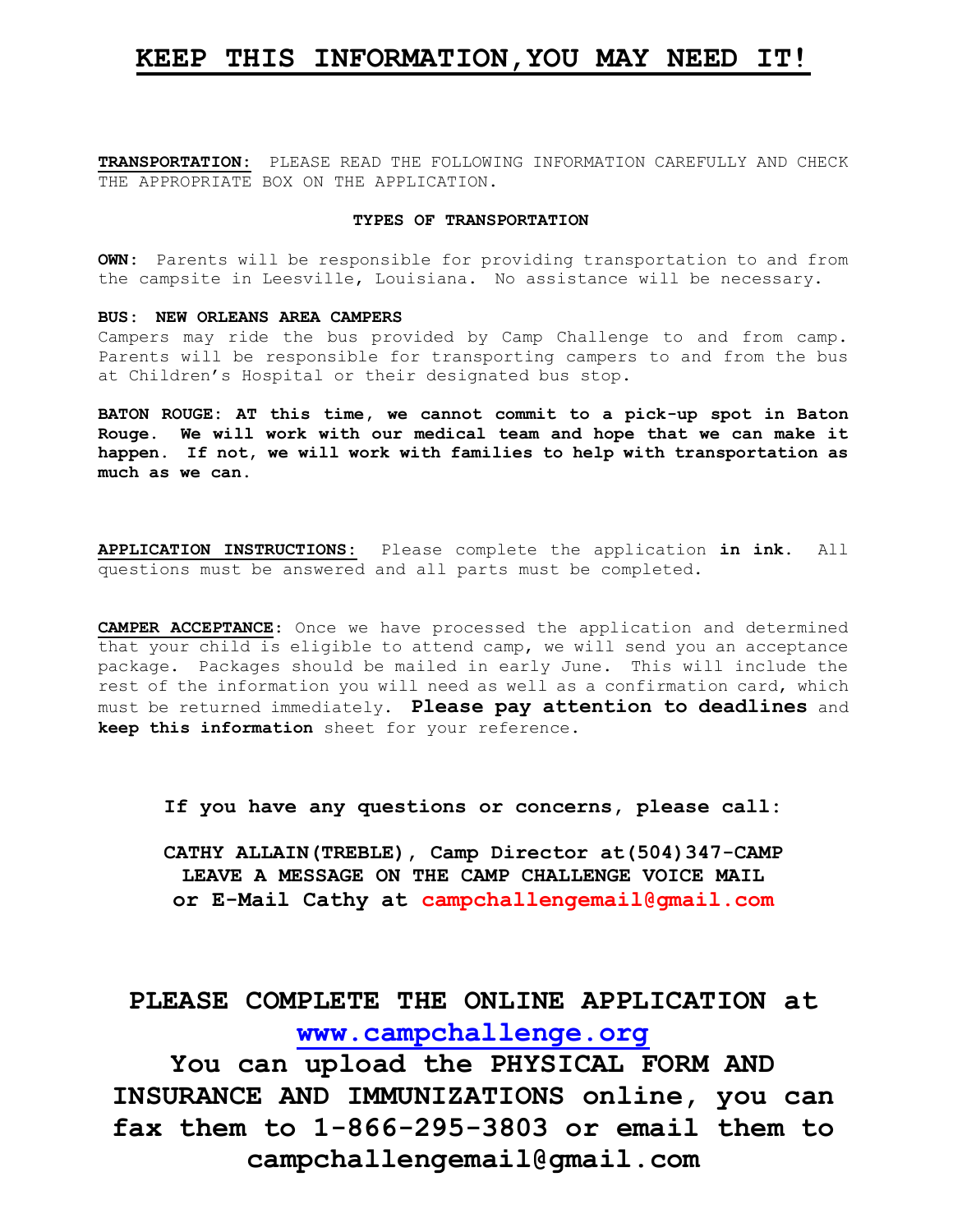# KEEP THIS INFORMATION,YOU MAY NEED IT!

**TRANSPORTATION:** PLEASE READ THE FOLLOWING INFORMATION CAREFULLY AND CHECK THE APPROPRIATE BOX ON THE APPLICATION.

**TYPES OF TRANSPORTATION**

**OWN:** Parents will be responsible for providing transportation to and from the campsite in Leesville, Louisiana. No assistance will be necessary.

**BUS: NEW ORLEANS AREA CAMPERS**
Campers may ride the bus provided by Camp Challenge to and from camp. Parents will be responsible for transporting campers to and from the bus at Children's Hospital or their designated bus stop.

**BATON ROUGE: AT this time, we cannot commit to a pick-up spot in Baton Rouge. We will work with our medical team and hope that we can make it happen. If not, we will work with families to help with transportation as much as we can.**

**APPLICATION INSTRUCTIONS:** Please complete the application **in ink**. All questions must be answered and all parts must be completed.

**CAMPER ACCEPTANCE:** Once we have processed the application and determined that your child is eligible to attend camp, we will send you an acceptance package. Packages should be mailed in early June. This will include the rest of the information you will need as well as a confirmation card, which must be returned immediately. **Please pay attention to deadlines** and **keep this information** sheet for your reference.

**If you have any questions or concerns, please call:**

**CATHY ALLAIN(TREBLE), Camp Director at(504)347-CAMP**
**LEAVE A MESSAGE ON THE CAMP CHALLENGE VOICE MAIL**
**or E-Mail Cathy at campchallengemail@gmail.com**

**PLEASE COMPLETE THE ONLINE APPLICATION at www.campchallenge.org**

**You can upload the PHYSICAL FORM AND INSURANCE AND IMMUNIZATIONS online, you can fax them to 1-866-295-3803 or email them to campchallengemail@gmail.com**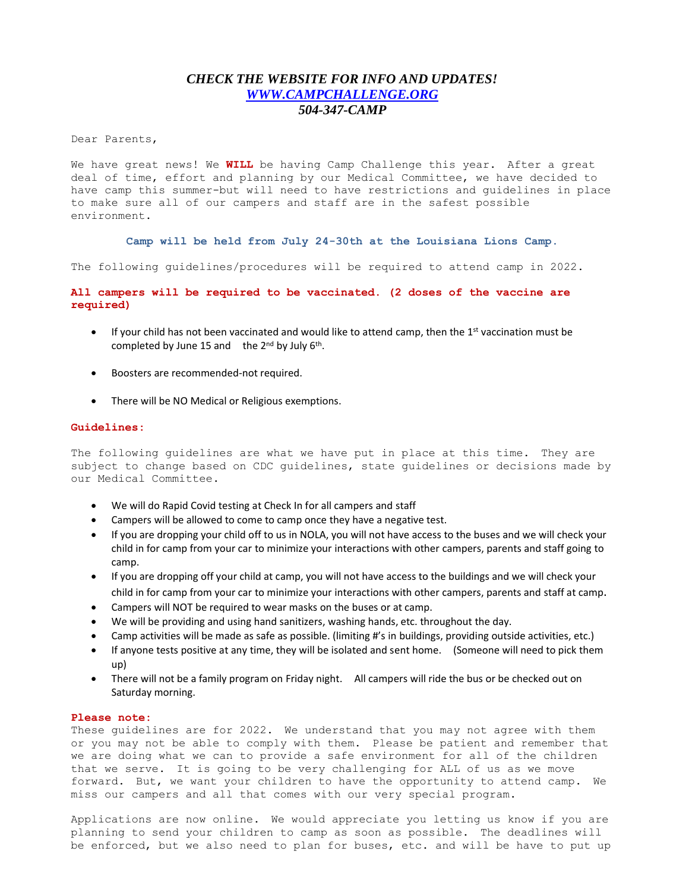***CHECK THE WEBSITE FOR INFO AND UPDATES!***
***[WWW.CAMPCHALLENGE.ORG](http://WWW.CAMPCHALLENGE.ORG)***
***504-347-CAMP***

Dear Parents,

We have great news! We **WILL** be having Camp Challenge this year. After a great deal of time, effort and planning by our Medical Committee, we have decided to have camp this summer-but will need to have restrictions and guidelines in place to make sure all of our campers and staff are in the safest possible environment.

**Camp will be held from July 24-30th at the Louisiana Lions Camp.**

The following guidelines/procedures will be required to attend camp in 2022.

**All campers will be required to be vaccinated. (2 doses of the vaccine are required)**

- If your child has not been vaccinated and would like to attend camp, then the 1st vaccination must be completed by June 15 and the 2nd by July 6th.
- Boosters are recommended-not required.
- There will be NO Medical or Religious exemptions.

**Guidelines:**

The following guidelines are what we have put in place at this time. They are subject to change based on CDC guidelines, state guidelines or decisions made by our Medical Committee.

- We will do Rapid Covid testing at Check In for all campers and staff
- Campers will be allowed to come to camp once they have a negative test.
- If you are dropping your child off to us in NOLA, you will not have access to the buses and we will check your child in for camp from your car to minimize your interactions with other campers, parents and staff going to camp.
- If you are dropping off your child at camp, you will not have access to the buildings and we will check your child in for camp from your car to minimize your interactions with other campers, parents and staff at camp.
- Campers will NOT be required to wear masks on the buses or at camp.
- We will be providing and using hand sanitizers, washing hands, etc. throughout the day.
- Camp activities will be made as safe as possible. (limiting #'s in buildings, providing outside activities, etc.)
- If anyone tests positive at any time, they will be isolated and sent home. (Someone will need to pick them up)
- There will not be a family program on Friday night. All campers will ride the bus or be checked out on Saturday morning.

**Please note:**
These guidelines are for 2022. We understand that you may not agree with them or you may not be able to comply with them. Please be patient and remember that we are doing what we can to provide a safe environment for all of the children that we serve. It is going to be very challenging for ALL of us as we move forward. But, we want your children to have the opportunity to attend camp. We miss our campers and all that comes with our very special program.

Applications are now online. We would appreciate you letting us know if you are planning to send your children to camp as soon as possible. The deadlines will be enforced, but we also need to plan for buses, etc. and will be have to put up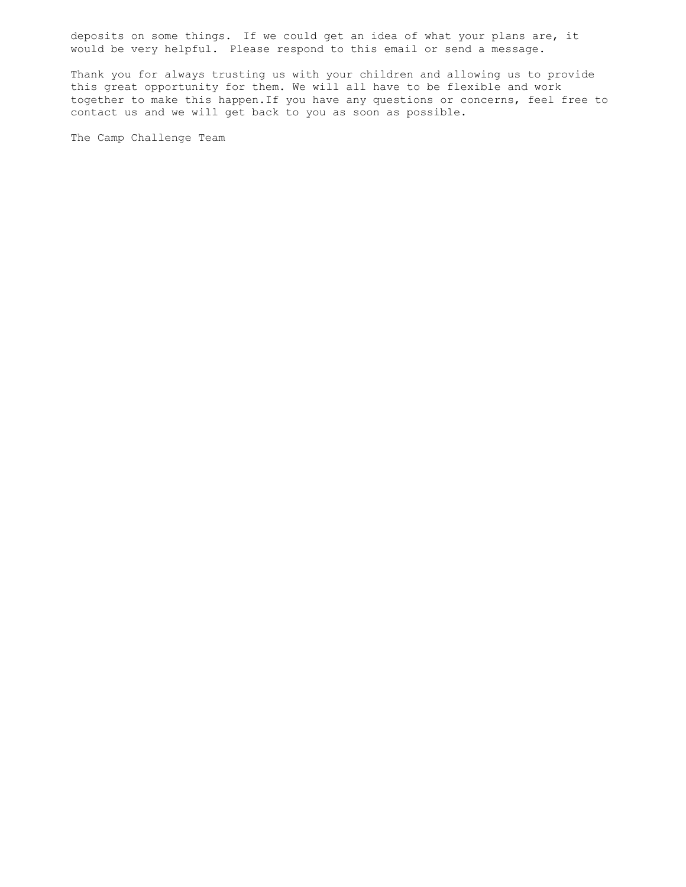deposits on some things. If we could get an idea of what your plans are, it would be very helpful. Please respond to this email or send a message.

Thank you for always trusting us with your children and allowing us to provide this great opportunity for them. We will all have to be flexible and work together to make this happen.If you have any questions or concerns, feel free to contact us and we will get back to you as soon as possible.

The Camp Challenge Team